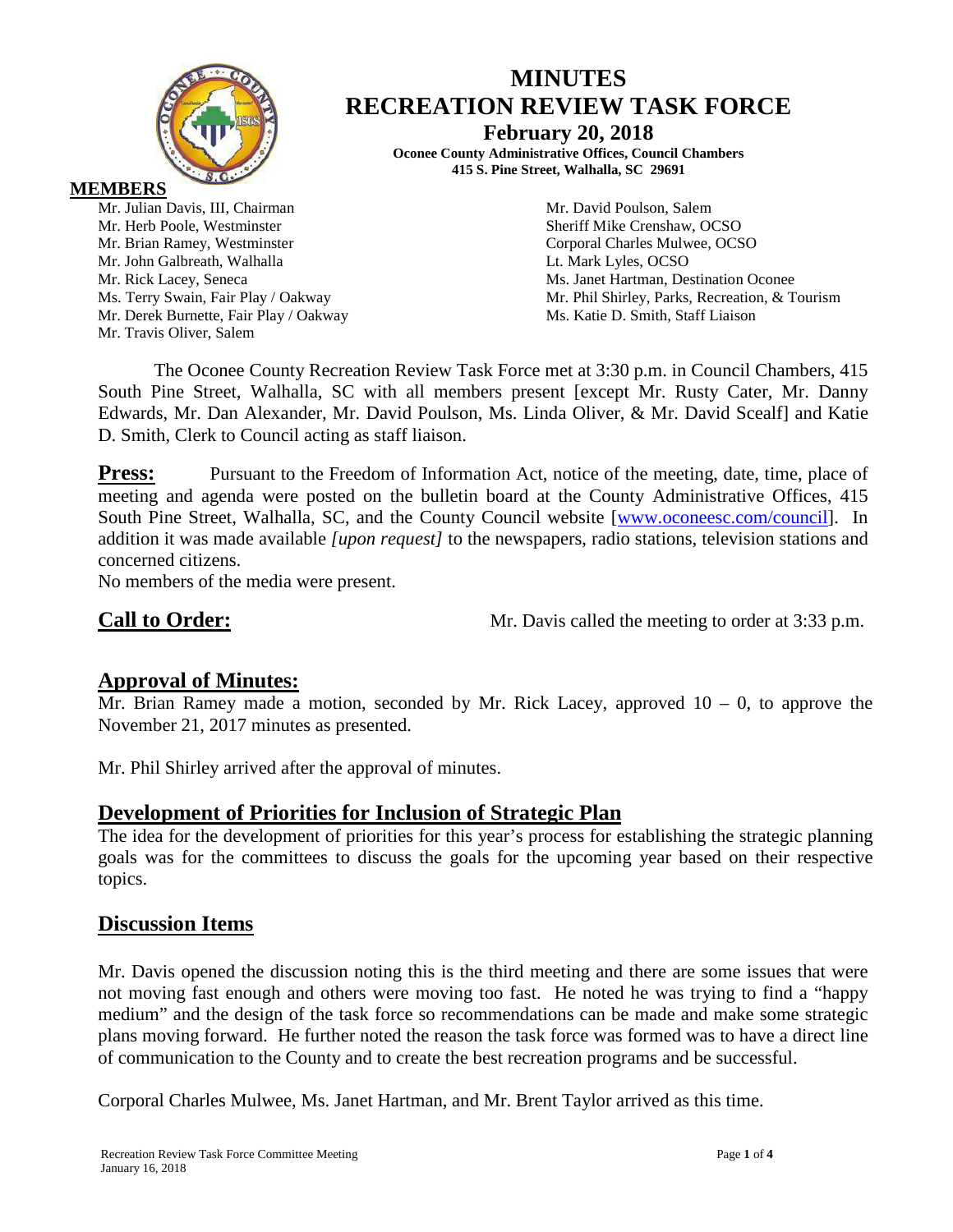# MINUTES
# RECREATION REVIEW TASK FORCE

**February 20, 2018**

**Oconee County Administrative Offices, Council Chambers**
**415 S. Pine Street, Walhalla, SC 29691**

**MEMBERS**

Mr. Julian Davis, III, Chairman
Mr. Herb Poole, Westminster
Mr. Brian Ramey, Westminster
Mr. John Galbreath, Walhalla
Mr. Rick Lacey, Seneca
Ms. Terry Swain, Fair Play / Oakway
Mr. Derek Burnette, Fair Play / Oakway
Mr. Travis Oliver, Salem
Mr. David Poulson, Salem
Sheriff Mike Crenshaw, OCSO
Corporal Charles Mulwee, OCSO
Lt. Mark Lyles, OCSO
Ms. Janet Hartman, Destination Oconee
Mr. Phil Shirley, Parks, Recreation, & Tourism
Ms. Katie D. Smith, Staff Liaison

The Oconee County Recreation Review Task Force met at 3:30 p.m. in Council Chambers, 415 South Pine Street, Walhalla, SC with all members present [except Mr. Rusty Cater, Mr. Danny Edwards, Mr. Dan Alexander, Mr. David Poulson, Ms. Linda Oliver, & Mr. David Scealf] and Katie D. Smith, Clerk to Council acting as staff liaison.

**Press:** Pursuant to the Freedom of Information Act, notice of the meeting, date, time, place of meeting and agenda were posted on the bulletin board at the County Administrative Offices, 415 South Pine Street, Walhalla, SC, and the County Council website [www.oconeesc.com/council]. In addition it was made available *[upon request]* to the newspapers, radio stations, television stations and concerned citizens.

No members of the media were present.

**Call to Order:** Mr. Davis called the meeting to order at 3:33 p.m.

## Approval of Minutes:

Mr. Brian Ramey made a motion, seconded by Mr. Rick Lacey, approved 10 – 0, to approve the November 21, 2017 minutes as presented.

Mr. Phil Shirley arrived after the approval of minutes.

## Development of Priorities for Inclusion of Strategic Plan

The idea for the development of priorities for this year's process for establishing the strategic planning goals was for the committees to discuss the goals for the upcoming year based on their respective topics.

## Discussion Items

Mr. Davis opened the discussion noting this is the third meeting and there are some issues that were not moving fast enough and others were moving too fast. He noted he was trying to find a "happy medium" and the design of the task force so recommendations can be made and make some strategic plans moving forward. He further noted the reason the task force was formed was to have a direct line of communication to the County and to create the best recreation programs and be successful.

Corporal Charles Mulwee, Ms. Janet Hartman, and Mr. Brent Taylor arrived as this time.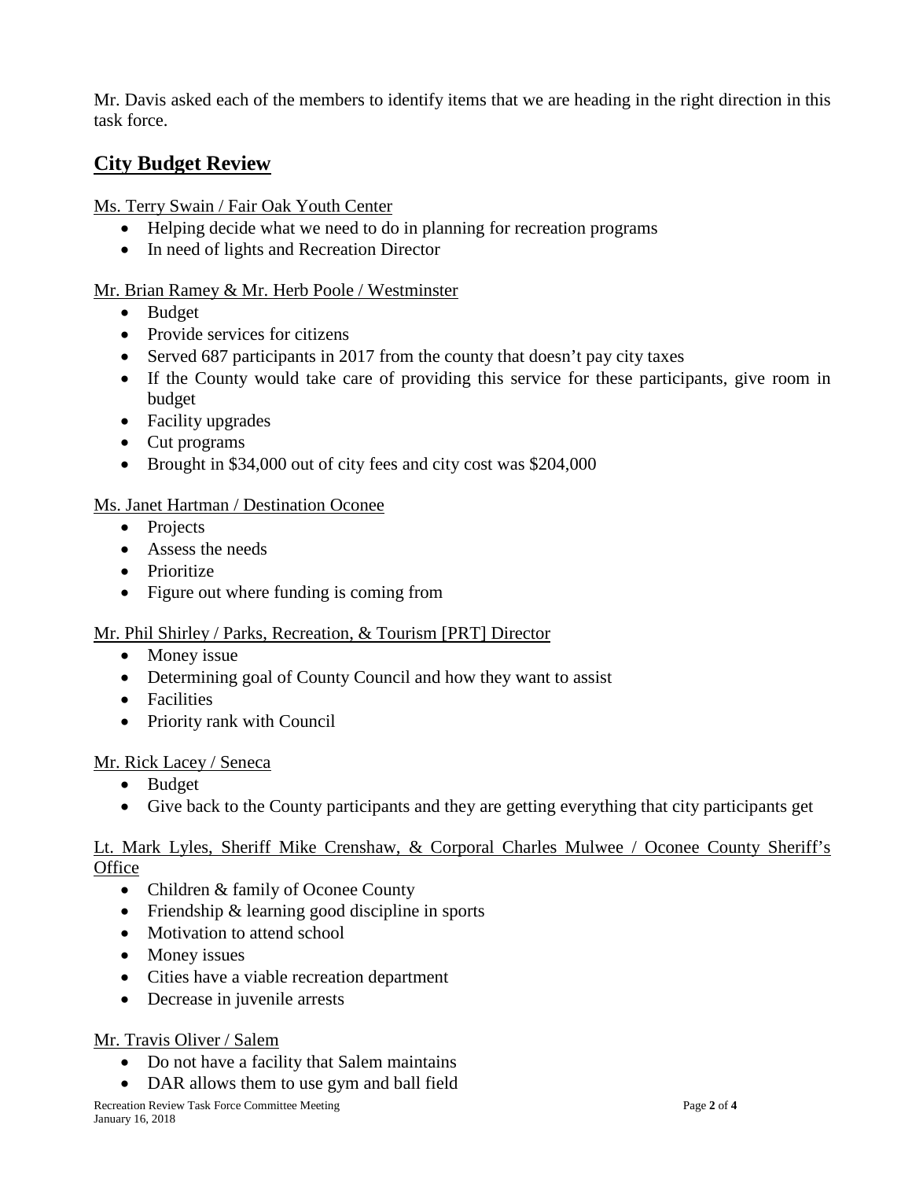Mr. Davis asked each of the members to identify items that we are heading in the right direction in this task force.

## City Budget Review

Ms. Terry Swain / Fair Oak Youth Center

- Helping decide what we need to do in planning for recreation programs
- In need of lights and Recreation Director

Mr. Brian Ramey & Mr. Herb Poole / Westminster

- Budget
- Provide services for citizens
- Served 687 participants in 2017 from the county that doesn't pay city taxes
- If the County would take care of providing this service for these participants, give room in budget
- Facility upgrades
- Cut programs
- Brought in $34,000 out of city fees and city cost was $204,000

Ms. Janet Hartman / Destination Oconee

- Projects
- Assess the needs
- Prioritize
- Figure out where funding is coming from

Mr. Phil Shirley / Parks, Recreation, & Tourism [PRT] Director

- Money issue
- Determining goal of County Council and how they want to assist
- Facilities
- Priority rank with Council

Mr. Rick Lacey / Seneca

- Budget
- Give back to the County participants and they are getting everything that city participants get

Lt. Mark Lyles, Sheriff Mike Crenshaw, & Corporal Charles Mulwee / Oconee County Sheriff's Office

- Children & family of Oconee County
- Friendship & learning good discipline in sports
- Motivation to attend school
- Money issues
- Cities have a viable recreation department
- Decrease in juvenile arrests

Mr. Travis Oliver / Salem

- Do not have a facility that Salem maintains
- DAR allows them to use gym and ball field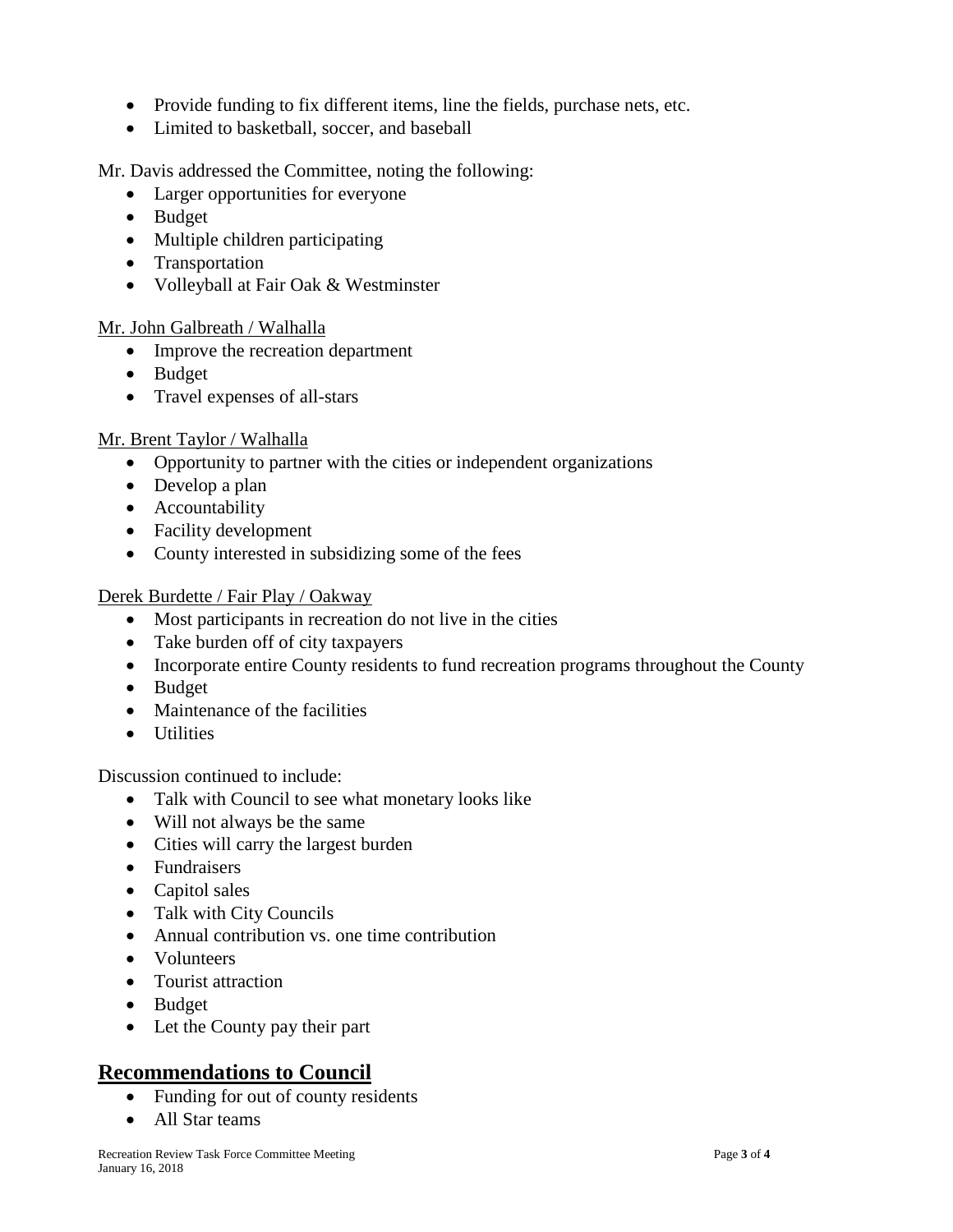- Provide funding to fix different items, line the fields, purchase nets, etc.
- Limited to basketball, soccer, and baseball

Mr. Davis addressed the Committee, noting the following:

- Larger opportunities for everyone
- Budget
- Multiple children participating
- Transportation
- Volleyball at Fair Oak & Westminster

Mr. John Galbreath / Walhalla

- Improve the recreation department
- Budget
- Travel expenses of all-stars

Mr. Brent Taylor / Walhalla

- Opportunity to partner with the cities or independent organizations
- Develop a plan
- Accountability
- Facility development
- County interested in subsidizing some of the fees

Derek Burdette / Fair Play / Oakway

- Most participants in recreation do not live in the cities
- Take burden off of city taxpayers
- Incorporate entire County residents to fund recreation programs throughout the County
- Budget
- Maintenance of the facilities
- Utilities

Discussion continued to include:

- Talk with Council to see what monetary looks like
- Will not always be the same
- Cities will carry the largest burden
- Fundraisers
- Capitol sales
- Talk with City Councils
- Annual contribution vs. one time contribution
- Volunteers
- Tourist attraction
- Budget
- Let the County pay their part

## Recommendations to Council

- Funding for out of county residents
- All Star teams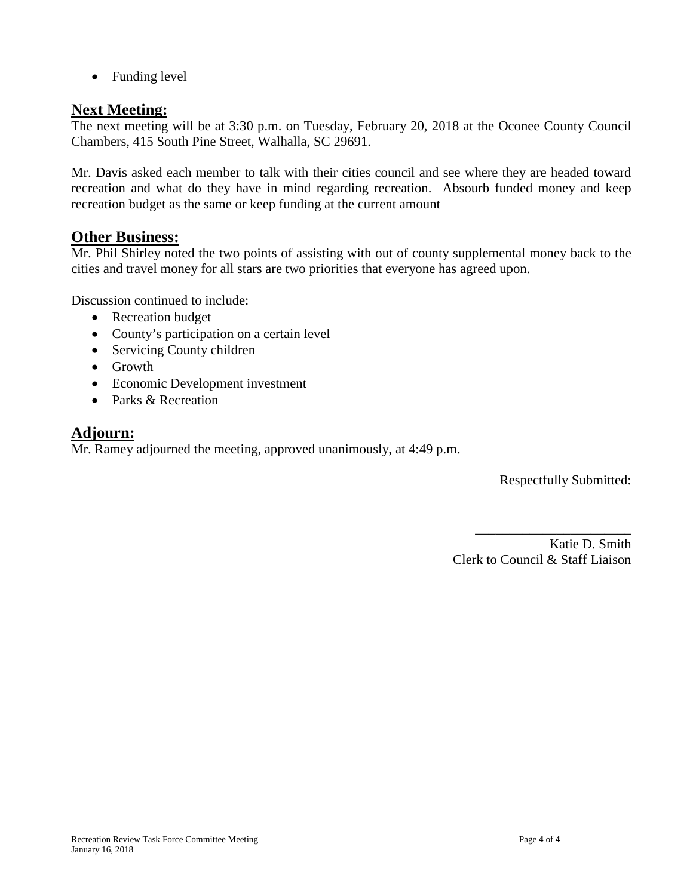- Funding level

## Next Meeting:

The next meeting will be at 3:30 p.m. on Tuesday, February 20, 2018 at the Oconee County Council Chambers, 415 South Pine Street, Walhalla, SC 29691.

Mr. Davis asked each member to talk with their cities council and see where they are headed toward recreation and what do they have in mind regarding recreation. Absourb funded money and keep recreation budget as the same or keep funding at the current amount

## Other Business:

Mr. Phil Shirley noted the two points of assisting with out of county supplemental money back to the cities and travel money for all stars are two priorities that everyone has agreed upon.

Discussion continued to include:

- Recreation budget
- County's participation on a certain level
- Servicing County children
- Growth
- Economic Development investment
- Parks & Recreation

## Adjourn:

Mr. Ramey adjourned the meeting, approved unanimously, at 4:49 p.m.

Respectfully Submitted:

\_\_\_\_\_\_\_\_\_\_\_\_\_\_\_\_\_\_\_\_\_\_\_

Katie D. Smith
Clerk to Council & Staff Liaison